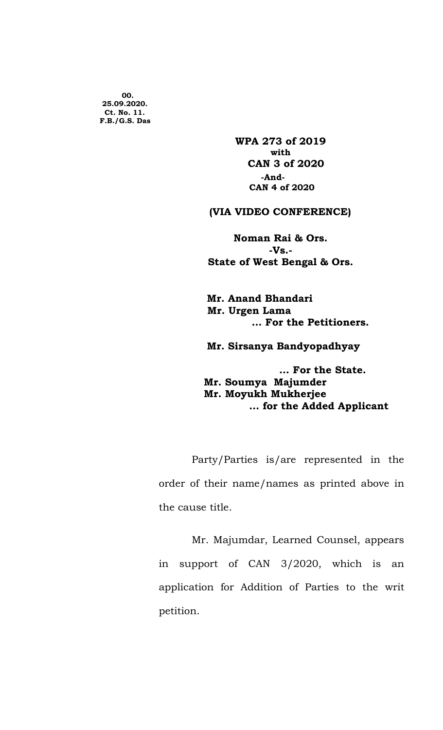**00.**
**25.09.2020.**
**Ct. No. 11.**
**F.B./G.S. Das**

**WPA 273 of 2019**
**with**
**CAN 3 of 2020**
**-And-**
**CAN 4 of 2020**

**(VIA VIDEO CONFERENCE)**

**Noman Rai & Ors.**
**-Vs.-**
**State of West Bengal & Ors.**

**Mr. Anand Bhandari**
**Mr. Urgen Lama**
**... For the Petitioners.**

**Mr. Sirsanya Bandyopadhyay**
**... For the State.**

**Mr. Soumya Majumder**
**Mr. Moyukh Mukherjee**
**... for the Added Applicant**

Party/Parties is/are represented in the order of their name/names as printed above in the cause title.

Mr. Majumdar, Learned Counsel, appears in support of CAN 3/2020, which is an application for Addition of Parties to the writ petition.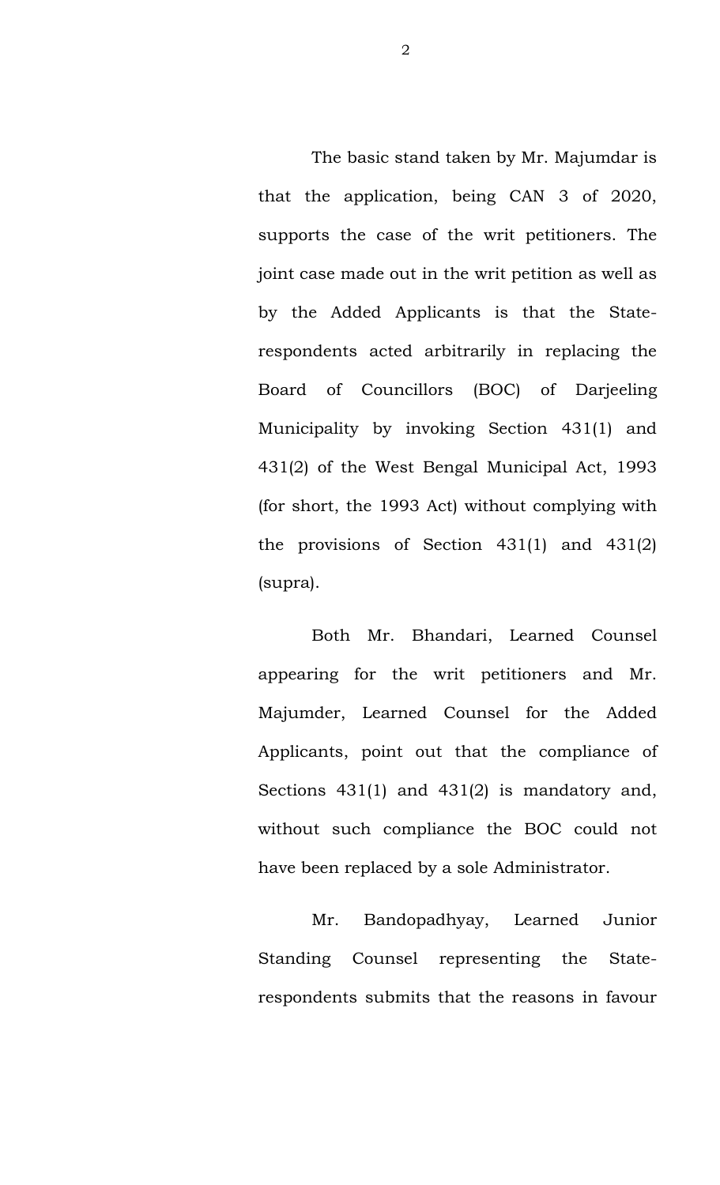The basic stand taken by Mr. Majumdar is that the application, being CAN 3 of 2020, supports the case of the writ petitioners. The joint case made out in the writ petition as well as by the Added Applicants is that the State-respondents acted arbitrarily in replacing the Board of Councillors (BOC) of Darjeeling Municipality by invoking Section 431(1) and 431(2) of the West Bengal Municipal Act, 1993 (for short, the 1993 Act) without complying with the provisions of Section 431(1) and 431(2) (supra).

Both Mr. Bhandari, Learned Counsel appearing for the writ petitioners and Mr. Majumder, Learned Counsel for the Added Applicants, point out that the compliance of Sections 431(1) and 431(2) is mandatory and, without such compliance the BOC could not have been replaced by a sole Administrator.

Mr. Bandopadhyay, Learned Junior Standing Counsel representing the State-respondents submits that the reasons in favour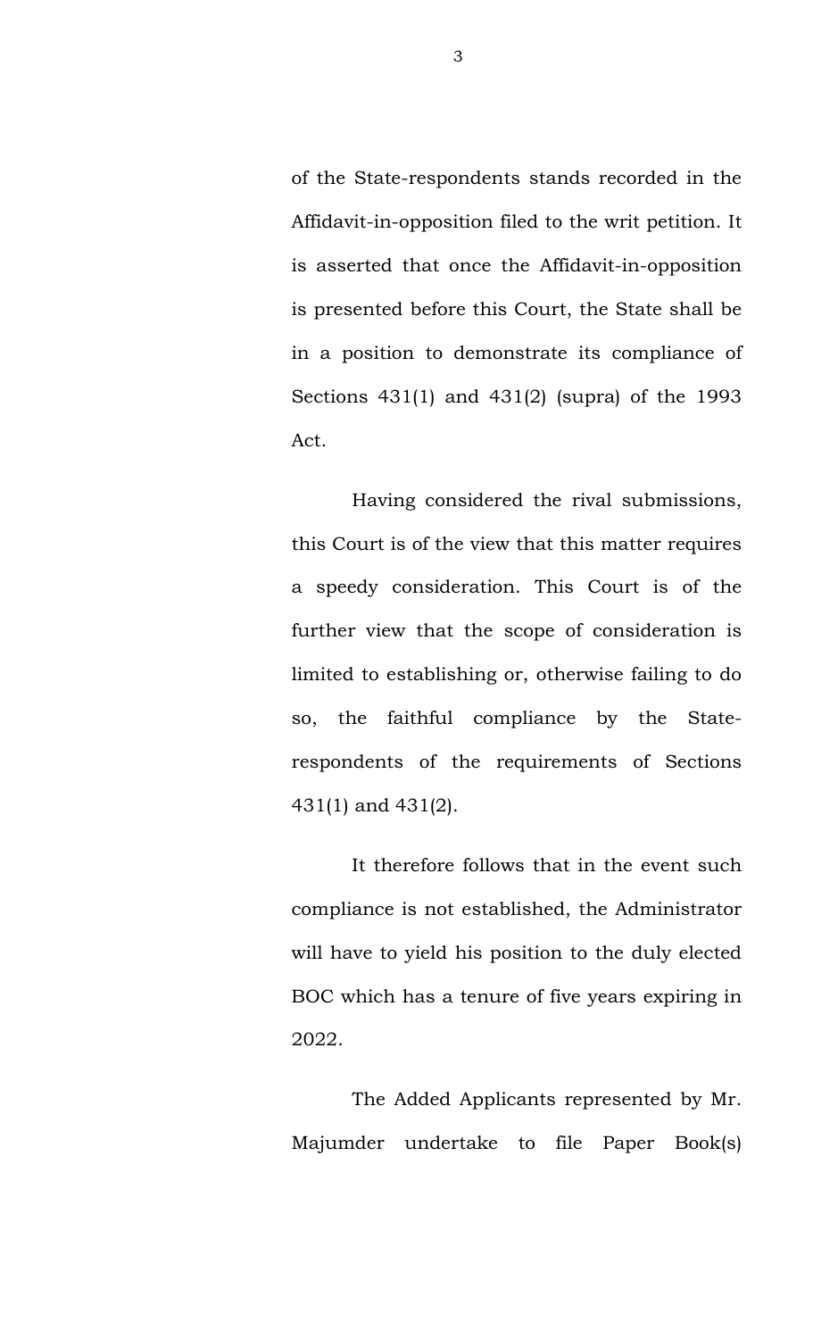of the State-respondents stands recorded in the Affidavit-in-opposition filed to the writ petition. It is asserted that once the Affidavit-in-opposition is presented before this Court, the State shall be in a position to demonstrate its compliance of Sections 431(1) and 431(2) (supra) of the 1993 Act.

Having considered the rival submissions, this Court is of the view that this matter requires a speedy consideration. This Court is of the further view that the scope of consideration is limited to establishing or, otherwise failing to do so, the faithful compliance by the State-respondents of the requirements of Sections 431(1) and 431(2).

It therefore follows that in the event such compliance is not established, the Administrator will have to yield his position to the duly elected BOC which has a tenure of five years expiring in 2022.

The Added Applicants represented by Mr. Majumder undertake to file Paper Book(s)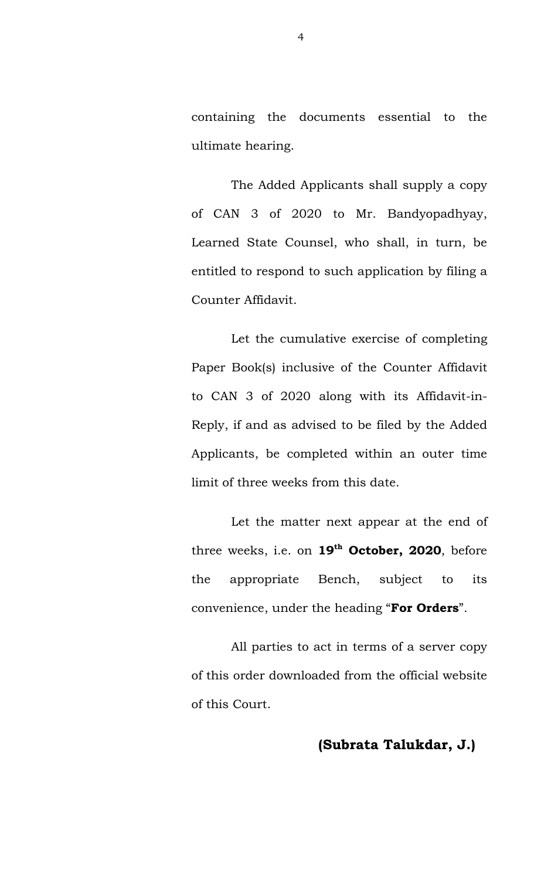containing the documents essential to the ultimate hearing.

The Added Applicants shall supply a copy of CAN 3 of 2020 to Mr. Bandyopadhyay, Learned State Counsel, who shall, in turn, be entitled to respond to such application by filing a Counter Affidavit.

Let the cumulative exercise of completing Paper Book(s) inclusive of the Counter Affidavit to CAN 3 of 2020 along with its Affidavit-in-Reply, if and as advised to be filed by the Added Applicants, be completed within an outer time limit of three weeks from this date.

Let the matter next appear at the end of three weeks, i.e. on **19th October, 2020**, before the appropriate Bench, subject to its convenience, under the heading "**For Orders**".

All parties to act in terms of a server copy of this order downloaded from the official website of this Court.

**(Subrata Talukdar, J.)**